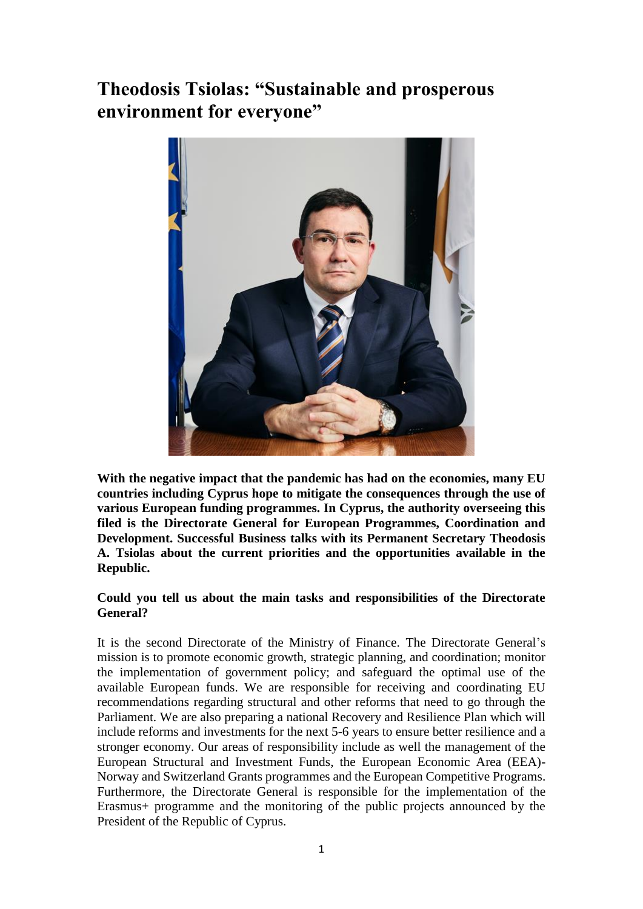# Theodosis Tsiolas: "Sustainable and prosperous environment for everyone"

**With the negative impact that the pandemic has had on the economies, many EU countries including Cyprus hope to mitigate the consequences through the use of various European funding programmes. In Cyprus, the authority overseeing this filed is the Directorate General for European Programmes, Coordination and Development. Successful Business talks with its Permanent Secretary Theodosis A. Tsiolas about the current priorities and the opportunities available in the Republic.**

**Could you tell us about the main tasks and responsibilities of the Directorate General?**

It is the second Directorate of the Ministry of Finance. The Directorate General's mission is to promote economic growth, strategic planning, and coordination; monitor the implementation of government policy; and safeguard the optimal use of the available European funds. We are responsible for receiving and coordinating EU recommendations regarding structural and other reforms that need to go through the Parliament. We are also preparing a national Recovery and Resilience Plan which will include reforms and investments for the next 5-6 years to ensure better resilience and a stronger economy. Our areas of responsibility include as well the management of the European Structural and Investment Funds, the European Economic Area (EEA)-Norway and Switzerland Grants programmes and the European Competitive Programs. Furthermore, the Directorate General is responsible for the implementation of the Erasmus+ programme and the monitoring of the public projects announced by the President of the Republic of Cyprus.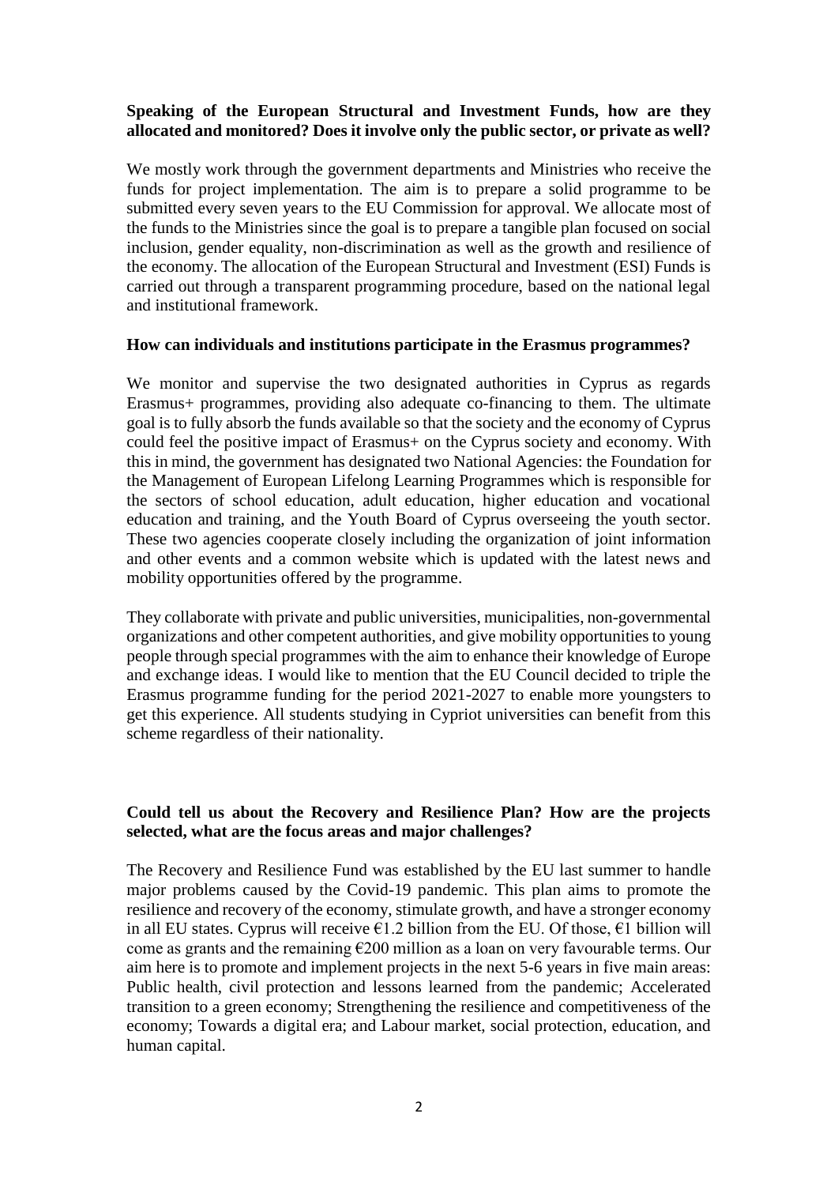**Speaking of the European Structural and Investment Funds, how are they allocated and monitored? Does it involve only the public sector, or private as well?**

We mostly work through the government departments and Ministries who receive the funds for project implementation. The aim is to prepare a solid programme to be submitted every seven years to the EU Commission for approval. We allocate most of the funds to the Ministries since the goal is to prepare a tangible plan focused on social inclusion, gender equality, non-discrimination as well as the growth and resilience of the economy. The allocation of the European Structural and Investment (ESI) Funds is carried out through a transparent programming procedure, based on the national legal and institutional framework.

**How can individuals and institutions participate in the Erasmus programmes?**

We monitor and supervise the two designated authorities in Cyprus as regards Erasmus+ programmes, providing also adequate co-financing to them. The ultimate goal is to fully absorb the funds available so that the society and the economy of Cyprus could feel the positive impact of Erasmus+ on the Cyprus society and economy. With this in mind, the government has designated two National Agencies: the Foundation for the Management of European Lifelong Learning Programmes which is responsible for the sectors of school education, adult education, higher education and vocational education and training, and the Youth Board of Cyprus overseeing the youth sector. These two agencies cooperate closely including the organization of joint information and other events and a common website which is updated with the latest news and mobility opportunities offered by the programme.

They collaborate with private and public universities, municipalities, non-governmental organizations and other competent authorities, and give mobility opportunities to young people through special programmes with the aim to enhance their knowledge of Europe and exchange ideas. I would like to mention that the EU Council decided to triple the Erasmus programme funding for the period 2021-2027 to enable more youngsters to get this experience. All students studying in Cypriot universities can benefit from this scheme regardless of their nationality.

**Could tell us about the Recovery and Resilience Plan? How are the projects selected, what are the focus areas and major challenges?**

The Recovery and Resilience Fund was established by the EU last summer to handle major problems caused by the Covid-19 pandemic. This plan aims to promote the resilience and recovery of the economy, stimulate growth, and have a stronger economy in all EU states. Cyprus will receive €1.2 billion from the EU. Of those, €1 billion will come as grants and the remaining €200 million as a loan on very favourable terms. Our aim here is to promote and implement projects in the next 5-6 years in five main areas: Public health, civil protection and lessons learned from the pandemic; Accelerated transition to a green economy; Strengthening the resilience and competitiveness of the economy; Towards a digital era; and Labour market, social protection, education, and human capital.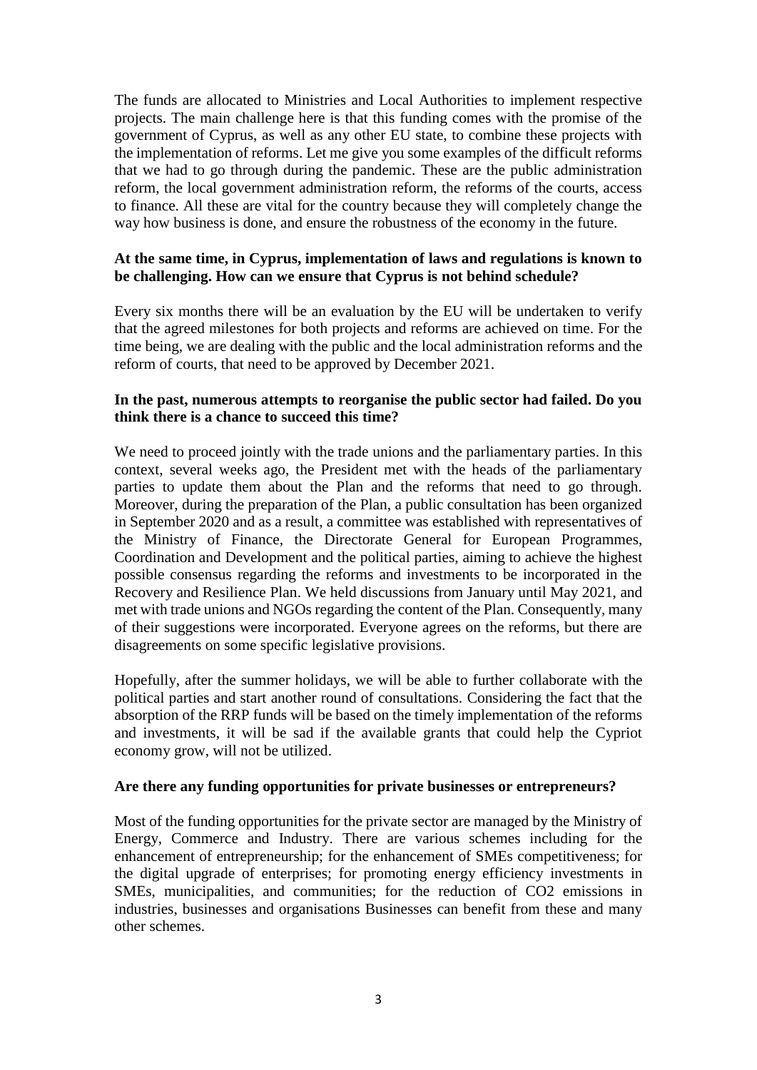The funds are allocated to Ministries and Local Authorities to implement respective projects. The main challenge here is that this funding comes with the promise of the government of Cyprus, as well as any other EU state, to combine these projects with the implementation of reforms. Let me give you some examples of the difficult reforms that we had to go through during the pandemic. These are the public administration reform, the local government administration reform, the reforms of the courts, access to finance. All these are vital for the country because they will completely change the way how business is done, and ensure the robustness of the economy in the future.

**At the same time, in Cyprus, implementation of laws and regulations is known to be challenging. How can we ensure that Cyprus is not behind schedule?**

Every six months there will be an evaluation by the EU will be undertaken to verify that the agreed milestones for both projects and reforms are achieved on time. For the time being, we are dealing with the public and the local administration reforms and the reform of courts, that need to be approved by December 2021.

**In the past, numerous attempts to reorganise the public sector had failed. Do you think there is a chance to succeed this time?**

We need to proceed jointly with the trade unions and the parliamentary parties. In this context, several weeks ago, the President met with the heads of the parliamentary parties to update them about the Plan and the reforms that need to go through. Moreover, during the preparation of the Plan, a public consultation has been organized in September 2020 and as a result, a committee was established with representatives of the Ministry of Finance, the Directorate General for European Programmes, Coordination and Development and the political parties, aiming to achieve the highest possible consensus regarding the reforms and investments to be incorporated in the Recovery and Resilience Plan. We held discussions from January until May 2021, and met with trade unions and NGOs regarding the content of the Plan. Consequently, many of their suggestions were incorporated. Everyone agrees on the reforms, but there are disagreements on some specific legislative provisions.

Hopefully, after the summer holidays, we will be able to further collaborate with the political parties and start another round of consultations. Considering the fact that the absorption of the RRP funds will be based on the timely implementation of the reforms and investments, it will be sad if the available grants that could help the Cypriot economy grow, will not be utilized.

**Are there any funding opportunities for private businesses or entrepreneurs?**

Most of the funding opportunities for the private sector are managed by the Ministry of Energy, Commerce and Industry. There are various schemes including for the enhancement of entrepreneurship; for the enhancement of SMEs competitiveness; for the digital upgrade of enterprises; for promoting energy efficiency investments in SMEs, municipalities, and communities; for the reduction of $CO_2$ emissions in industries, businesses and organisations Businesses can benefit from these and many other schemes.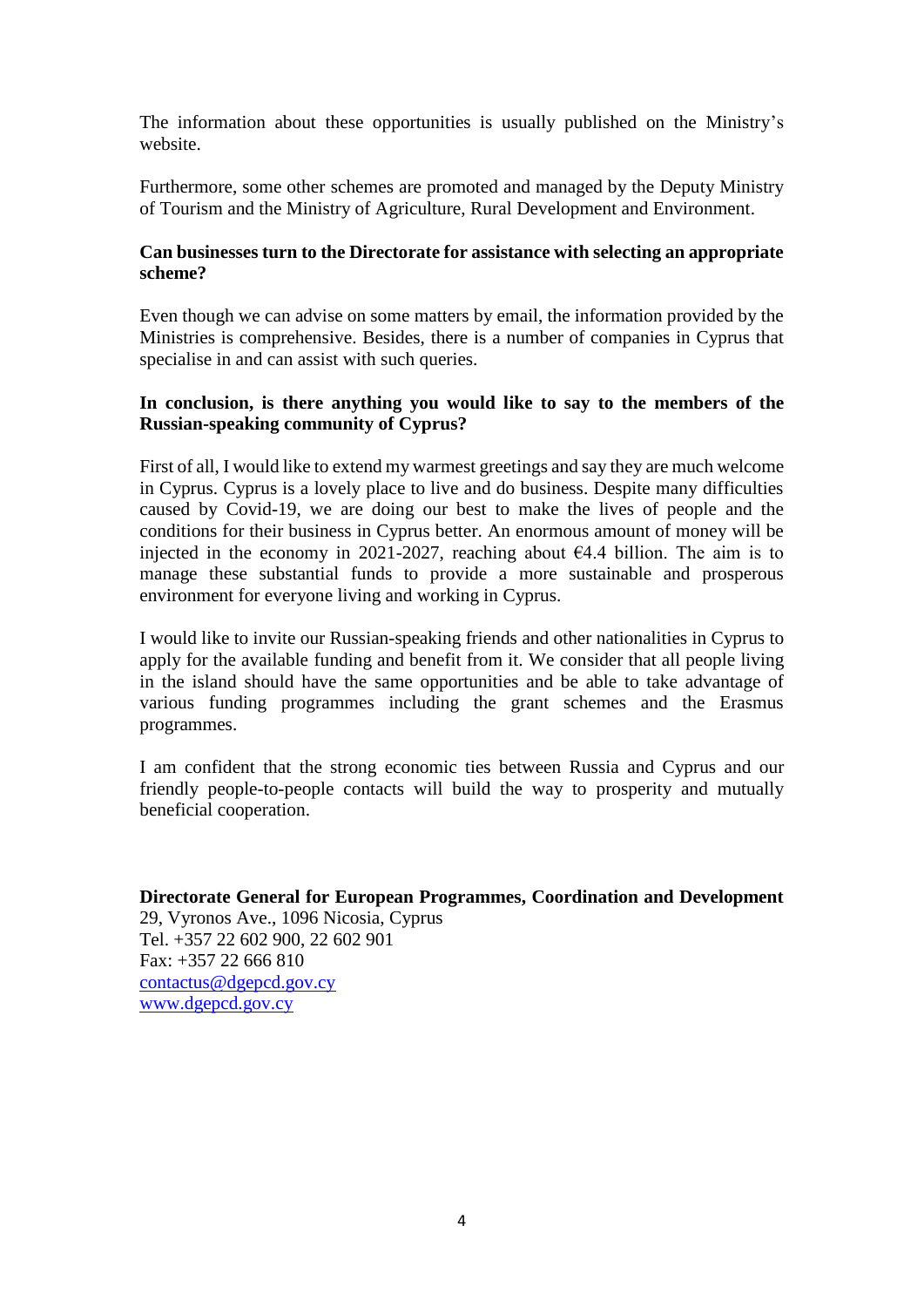The information about these opportunities is usually published on the Ministry's website.

Furthermore, some other schemes are promoted and managed by the Deputy Ministry of Tourism and the Ministry of Agriculture, Rural Development and Environment.

**Can businesses turn to the Directorate for assistance with selecting an appropriate scheme?**

Even though we can advise on some matters by email, the information provided by the Ministries is comprehensive. Besides, there is a number of companies in Cyprus that specialise in and can assist with such queries.

**In conclusion, is there anything you would like to say to the members of the Russian-speaking community of Cyprus?**

First of all, I would like to extend my warmest greetings and say they are much welcome in Cyprus. Cyprus is a lovely place to live and do business. Despite many difficulties caused by Covid-19, we are doing our best to make the lives of people and the conditions for their business in Cyprus better. An enormous amount of money will be injected in the economy in 2021-2027, reaching about €4.4 billion. The aim is to manage these substantial funds to provide a more sustainable and prosperous environment for everyone living and working in Cyprus.

I would like to invite our Russian-speaking friends and other nationalities in Cyprus to apply for the available funding and benefit from it. We consider that all people living in the island should have the same opportunities and be able to take advantage of various funding programmes including the grant schemes and the Erasmus programmes.

I am confident that the strong economic ties between Russia and Cyprus and our friendly people-to-people contacts will build the way to prosperity and mutually beneficial cooperation.

**Directorate General for European Programmes, Coordination and Development**
29, Vyronos Ave., 1096 Nicosia, Cyprus
Tel. +357 22 602 900, 22 602 901
Fax: +357 22 666 810
contactus@dgepcd.gov.cy
www.dgepcd.gov.cy